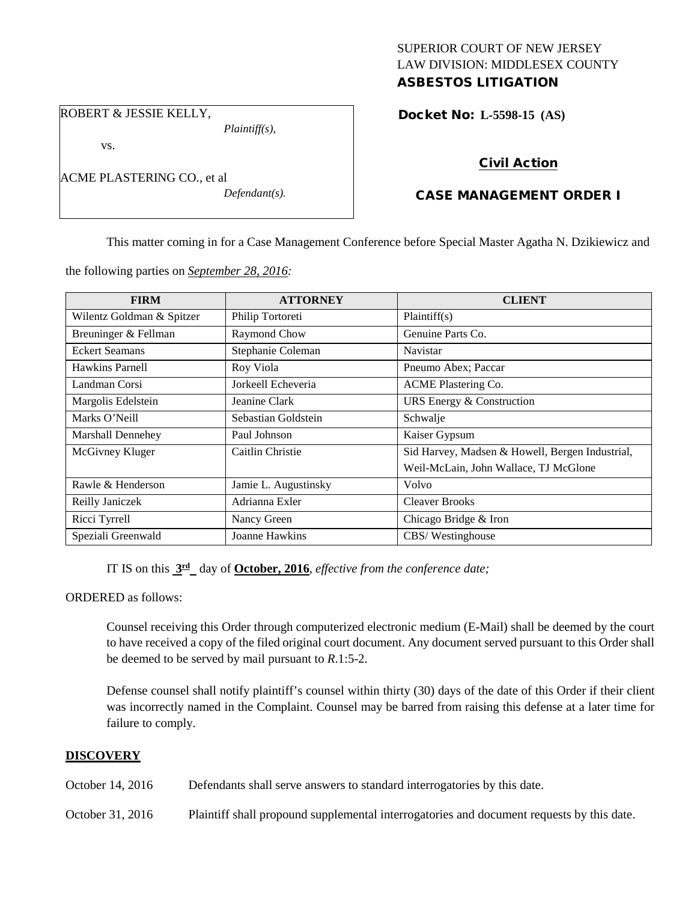SUPERIOR COURT OF NEW JERSEY
LAW DIVISION: MIDDLESEX COUNTY
**ASBESTOS LITIGATION**

ROBERT & JESSIE KELLY,
*Plaintiff(s),*
vs.
ACME PLASTERING CO., et al
*Defendant(s).*

**Docket No: L-5598-15 (AS)**

**Civil Action**

**CASE MANAGEMENT ORDER I**

This matter coming in for a Case Management Conference before Special Master Agatha N. Dzikiewicz and the following parties on *September 28, 2016:*

| FIRM | ATTORNEY | CLIENT |
|---|---|---|
| Wilentz Goldman & Spitzer | Philip Tortoreti | Plaintiff(s) |
| Breuninger & Fellman | Raymond Chow | Genuine Parts Co. |
| Eckert Seamans | Stephanie Coleman | Navistar |
| Hawkins Parnell | Roy Viola | Pneumo Abex; Paccar |
| Landman Corsi | Jorkeell Echeveria | ACME Plastering Co. |
| Margolis Edelstein | Jeanine Clark | URS Energy & Construction |
| Marks O'Neill | Sebastian Goldstein | Schwalje |
| Marshall Dennehey | Paul Johnson | Kaiser Gypsum |
| McGivney Kluger | Caitlin Christie | Sid Harvey, Madsen & Howell, Bergen Industrial, Weil-McLain, John Wallace, TJ McGlone |
| Rawle & Henderson | Jamie L. Augustinsky | Volvo |
| Reilly Janiczek | Adrianna Exler | Cleaver Brooks |
| Ricci Tyrrell | Nancy Green | Chicago Bridge & Iron |
| Speziali Greenwald | Joanne Hawkins | CBS/ Westinghouse |

IT IS on this **3rd** day of **October, 2016**, *effective from the conference date;*

ORDERED as follows:

Counsel receiving this Order through computerized electronic medium (E-Mail) shall be deemed by the court to have received a copy of the filed original court document. Any document served pursuant to this Order shall be deemed to be served by mail pursuant to *R*.1:5-2.

Defense counsel shall notify plaintiff's counsel within thirty (30) days of the date of this Order if their client was incorrectly named in the Complaint. Counsel may be barred from raising this defense at a later time for failure to comply.

## DISCOVERY

October 14, 2016 Defendants shall serve answers to standard interrogatories by this date.

October 31, 2016 Plaintiff shall propound supplemental interrogatories and document requests by this date.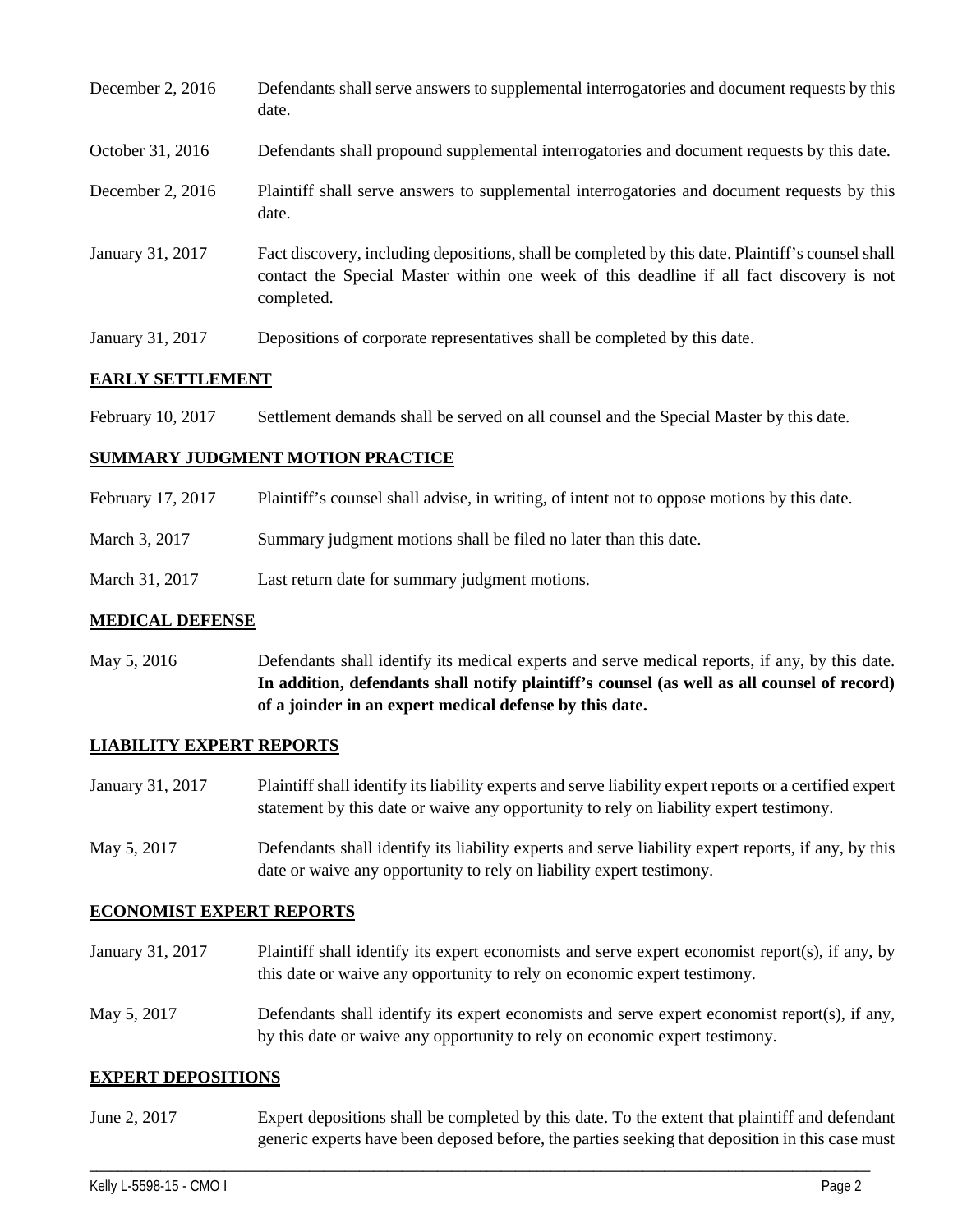| | |
|---|---|
| December 2, 2016 | Defendants shall serve answers to supplemental interrogatories and document requests by this date. |
| October 31, 2016 | Defendants shall propound supplemental interrogatories and document requests by this date. |
| December 2, 2016 | Plaintiff shall serve answers to supplemental interrogatories and document requests by this date. |
| January 31, 2017 | Fact discovery, including depositions, shall be completed by this date. Plaintiff's counsel shall contact the Special Master within one week of this deadline if all fact discovery is not completed. |
| January 31, 2017 | Depositions of corporate representatives shall be completed by this date. |

## EARLY SETTLEMENT

| | |
|---|---|
| February 10, 2017 | Settlement demands shall be served on all counsel and the Special Master by this date. |

## SUMMARY JUDGMENT MOTION PRACTICE

| | |
|---|---|
| February 17, 2017 | Plaintiff's counsel shall advise, in writing, of intent not to oppose motions by this date. |
| March 3, 2017 | Summary judgment motions shall be filed no later than this date. |
| March 31, 2017 | Last return date for summary judgment motions. |

## MEDICAL DEFENSE

| | |
|---|---|
| May 5, 2016 | Defendants shall identify its medical experts and serve medical reports, if any, by this date. **In addition, defendants shall notify plaintiff's counsel (as well as all counsel of record) of a joinder in an expert medical defense by this date.** |

## LIABILITY EXPERT REPORTS

| | |
|---|---|
| January 31, 2017 | Plaintiff shall identify its liability experts and serve liability expert reports or a certified expert statement by this date or waive any opportunity to rely on liability expert testimony. |
| May 5, 2017 | Defendants shall identify its liability experts and serve liability expert reports, if any, by this date or waive any opportunity to rely on liability expert testimony. |

## ECONOMIST EXPERT REPORTS

| | |
|---|---|
| January 31, 2017 | Plaintiff shall identify its expert economists and serve expert economist report(s), if any, by this date or waive any opportunity to rely on economic expert testimony. |
| May 5, 2017 | Defendants shall identify its expert economists and serve expert economist report(s), if any, by this date or waive any opportunity to rely on economic expert testimony. |

## EXPERT DEPOSITIONS

| | |
|---|---|
| June 2, 2017 | Expert depositions shall be completed by this date. To the extent that plaintiff and defendant generic experts have been deposed before, the parties seeking that deposition in this case must |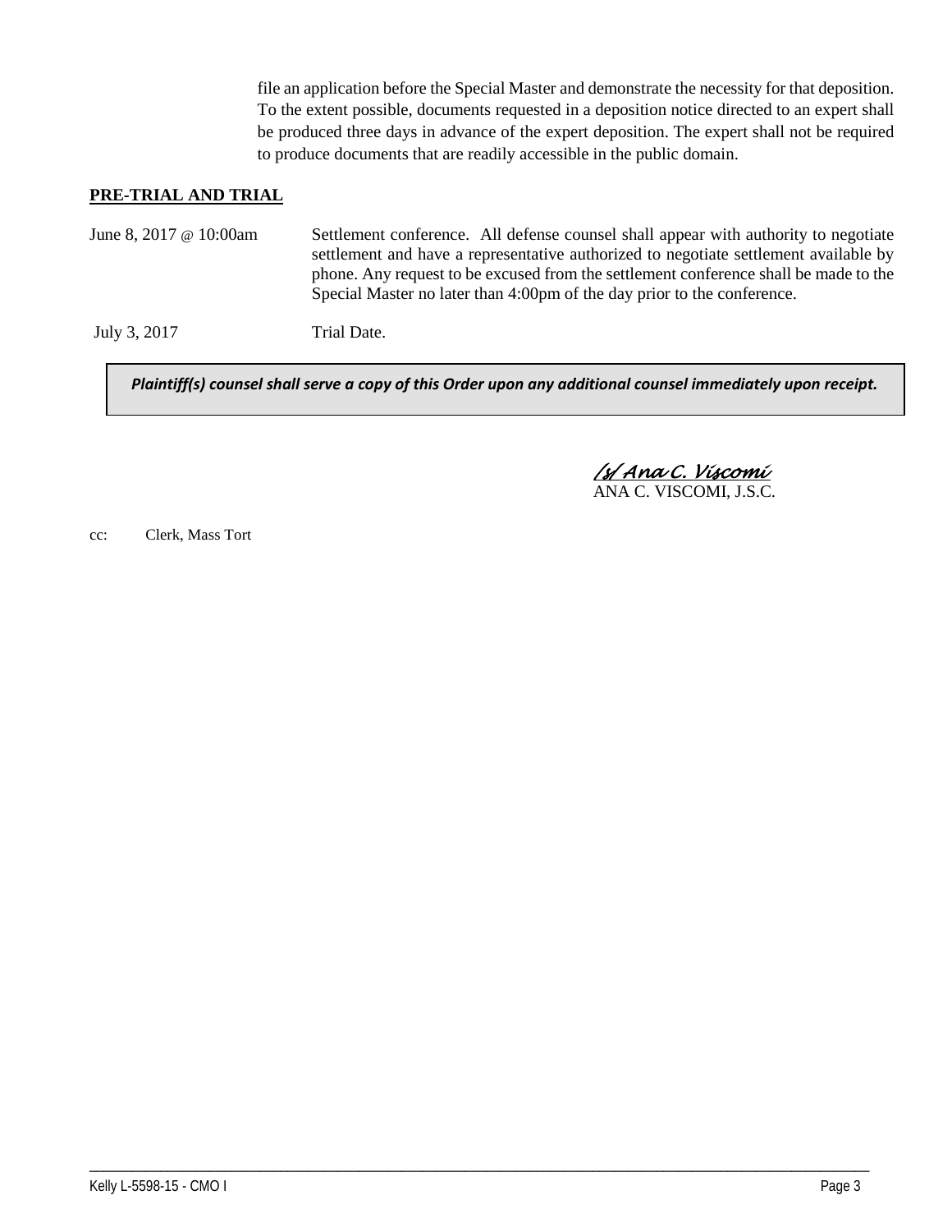file an application before the Special Master and demonstrate the necessity for that deposition. To the extent possible, documents requested in a deposition notice directed to an expert shall be produced three days in advance of the expert deposition. The expert shall not be required to produce documents that are readily accessible in the public domain.

**PRE-TRIAL AND TRIAL**

| | |
|---|---|
| June 8, 2017 @ 10:00am | Settlement conference. All defense counsel shall appear with authority to negotiate settlement and have a representative authorized to negotiate settlement available by phone. Any request to be excused from the settlement conference shall be made to the Special Master no later than 4:00pm of the day prior to the conference. |
| July 3, 2017 | Trial Date. |

***Plaintiff(s) counsel shall serve a copy of this Order upon any additional counsel immediately upon receipt.***

*/s/ Ana C. Viscomi*
ANA C. VISCOMI, J.S.C.

cc: Clerk, Mass Tort